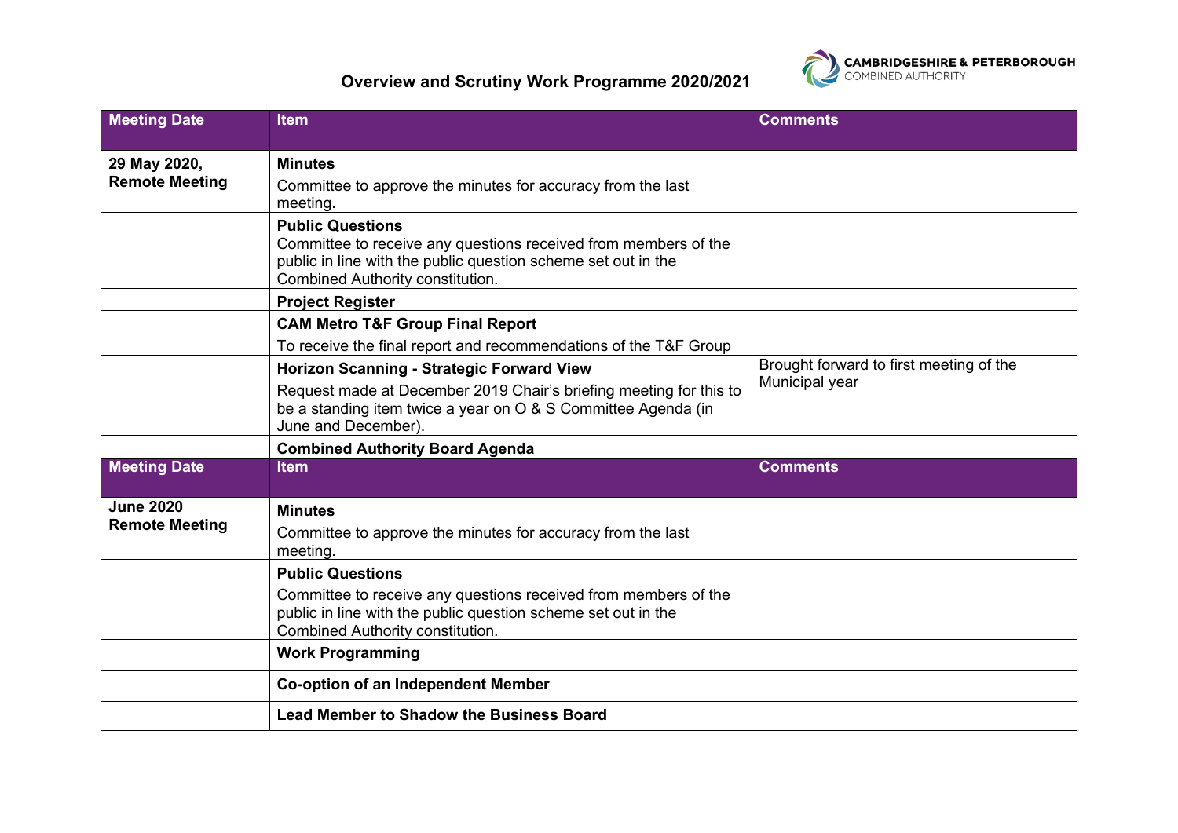# Overview and Scrutiny Work Programme 2020/2021

| Meeting Date | Item | Comments |
|---|---|---|
| **29 May 2020, Remote Meeting** | **Minues** Committee to approve the minutes for accuracy from the last meeting. | |
| | **Public Questions** Committee to receive any questions received from members of the public in line with the public question scheme set out in the Combined Authority constitution. | |
| | **Project Register** | |
| | **CAM Metro T&F Group Final Report** To receive the final report and recommendations of the T&F Group | |
| | **Horizon Scanning - Strategic Forward View** Request made at December 2019 Chair's briefing meeting for this to be a standing item twice a year on O & S Committee Agenda (in June and December). | Brought forward to first meeting of the Municipal year |
| | **Combined Authority Board Agenda** | |

| Meeting Date | Item | Comments |
|---|---|---|
| **June 2020 Remote Meeting** | **Minutes** Committee to approve the minutes for accuracy from the last meeting. | |
| | **Public Questions** Committee to receive any questions received from members of the public in line with the public question scheme set out in the Combined Authority constitution. | |
| | **Work Programming** | |
| | **Co-option of an Independent Member** | |
| | **Lead Member to Shadow the Business Board** | |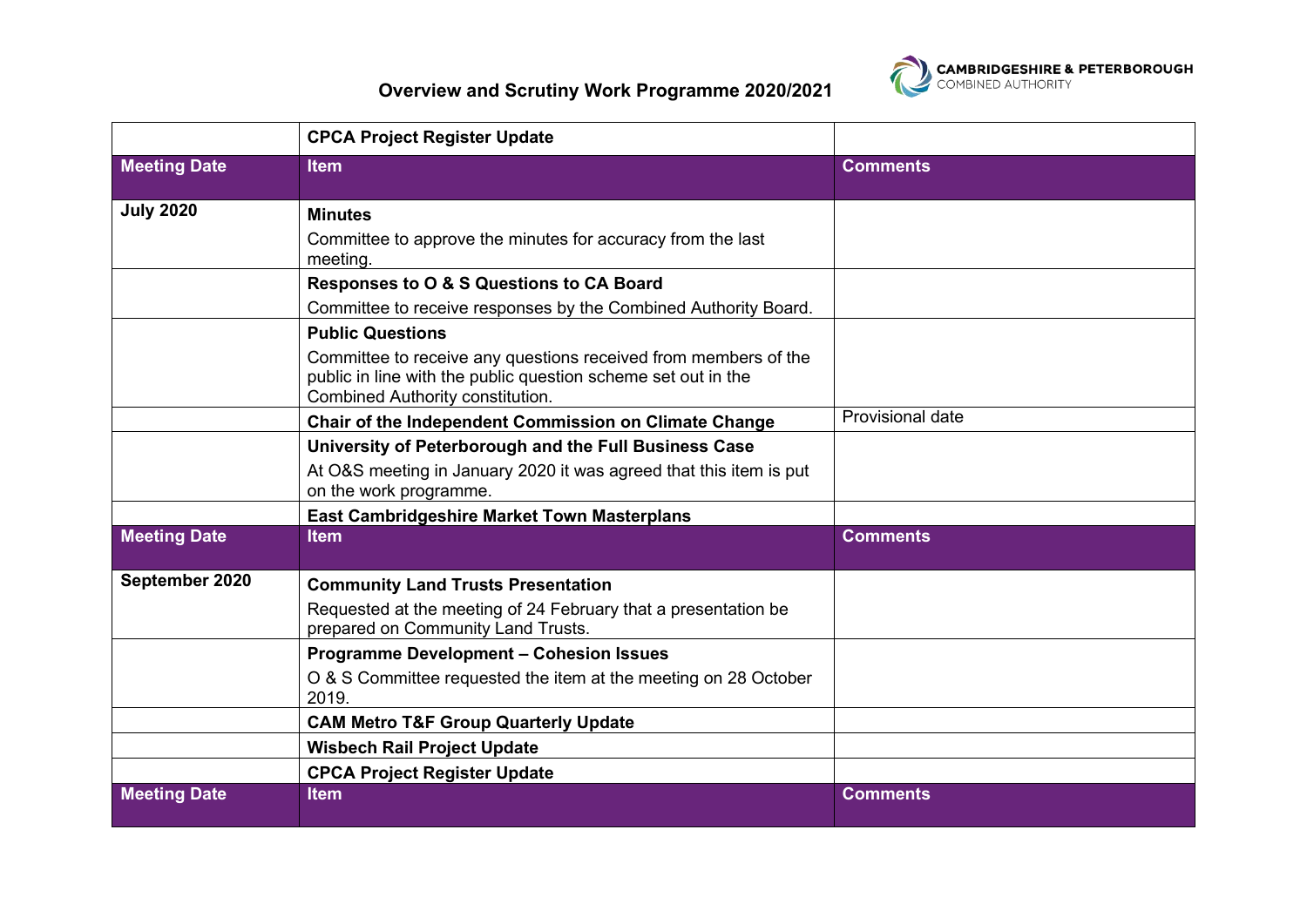# Overview and Scrutiny Work Programme 2020/2021

| | **CPCA Project Register Update** | |
|---|---|---|
| **Meeting Date** | **Item** | **Comments** |
| **July 2020** | **Minutes**<br>Committee to approve the minutes for accuracy from the last meeting. | |
| | **Responses to O & S Questions to CA Board**<br>Committee to receive responses by the Combined Authority Board. | |
| | **Public Questions**<br>Committee to receive any questions received from members of the public in line with the public question scheme set out in the Combined Authority constitution. | |
| | **Chair of the Independent Commission on Climate Change** | Provisional date |
| | **University of Peterborough and the Full Business Case**<br>At O&S meeting in January 2020 it was agreed that this item is put on the work programme. | |
| | **East Cambridgeshire Market Town Masterplans** | |
| **Meeting Date** | **Item** | **Comments** |
| **September 2020** | **Community Land Trusts Presentation**<br>Requested at the meeting of 24 February that a presentation be prepared on Community Land Trusts. | |
| | **Programme Development – Cohesion Issues**<br>O & S Committee requested the item at the meeting on 28 October 2019. | |
| | **CAM Metro T&F Group Quarterly Update** | |
| | **Wisbech Rail Project Update** | |
| | **CPCA Project Register Update** | |
| **Meeting Date** | **Item** | **Comments** |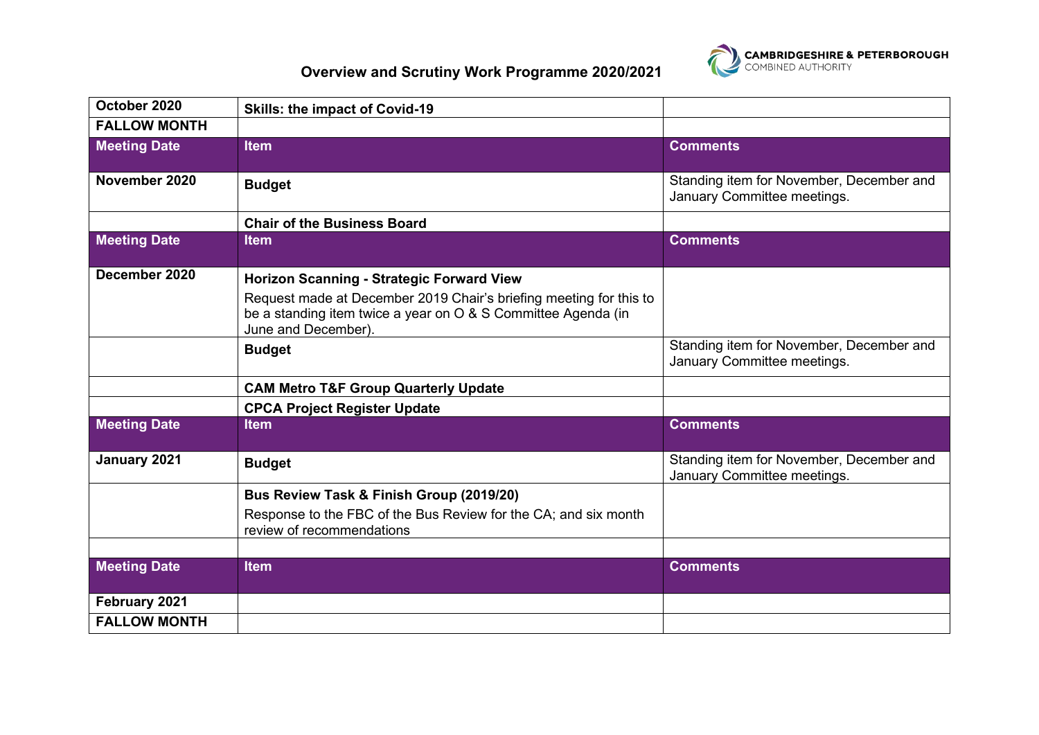## Overview and Scrutiny Work Programme 2020/2021

| | | |
|---|---|---|
| **October 2020** | **Skills: the impact of Covid-19** | |
| **FALLOW MONTH** | | |
| **Meeting Date** | **Item** | **Comments** |
| **November 2020** | **Budget** | Standing item for November, December and January Committee meetings. |
| | **Chair of the Business Board** | |
| **Meeting Date** | **Item** | **Comments** |
| **December 2020** | **Horizon Scanning - Strategic Forward View**<br>Request made at December 2019 Chair's briefing meeting for this to be a standing item twice a year on O & S Committee Agenda (in June and December). | |
| | **Budget** | Standing item for November, December and January Committee meetings. |
| | **CAM Metro T&F Group Quarterly Update** | |
| | **CPCA Project Register Update** | |
| **Meeting Date** | **Item** | **Comments** |
| **January 2021** | **Budget** | Standing item for November, December and January Committee meetings. |
| | **Bus Review Task & Finish Group (2019/20)**<br>Response to the FBC of the Bus Review for the CA; and six month review of recommendations | |
| | | |
| **Meeting Date** | **Item** | **Comments** |
| **February 2021** | | |
| **FALLOW MONTH** | | |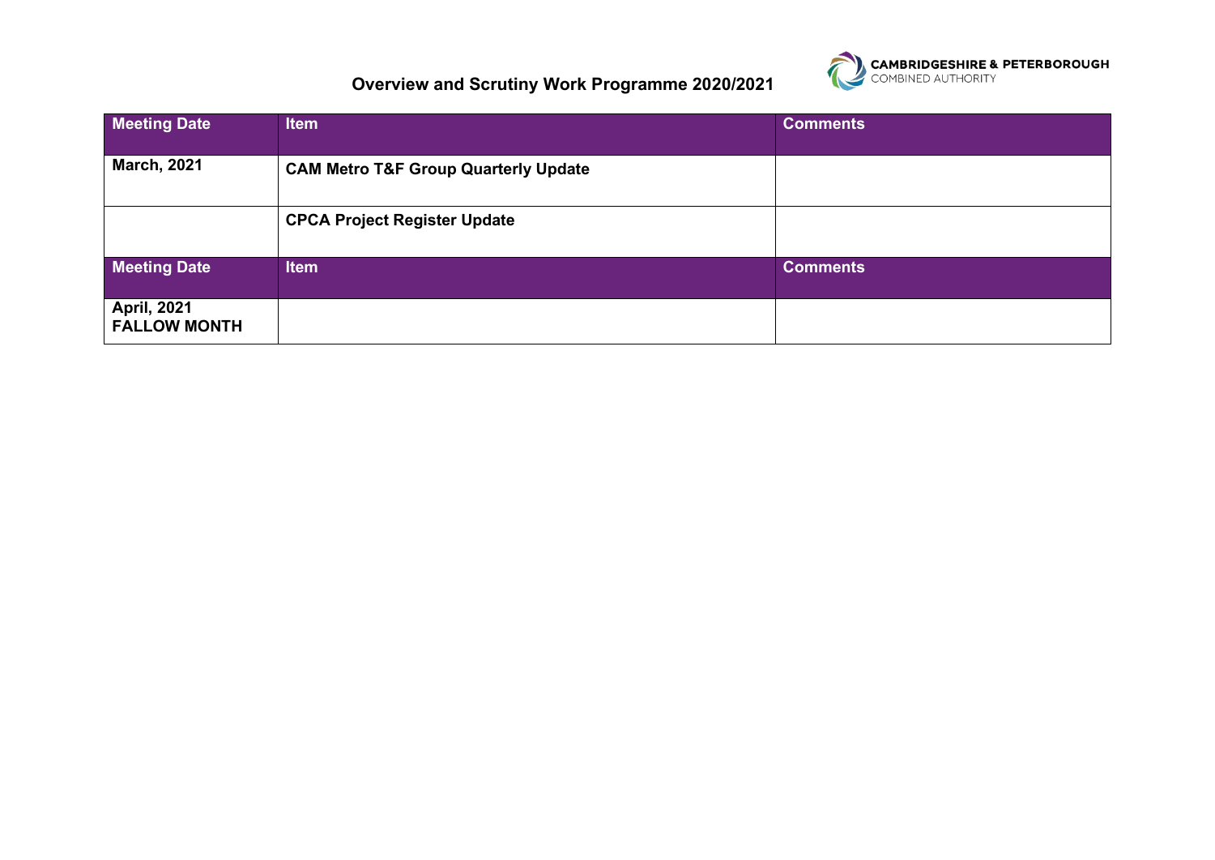# Overview and Scrutiny Work Programme 2020/2021

CAMBRIDGESHIRE & PETERBOROUGH COMBINED AUTHORITY

| Meeting Date | Item | Comments |
|---|---|---|
| **March, 2021** | **CAM Metro T&F Group Quarterly Update** | |
| | **CPCA Project Register Update** | |
| **Meeting Date** | **Item** | **Comments** |
| **April, 2021 FALLOW MONTH** | | |